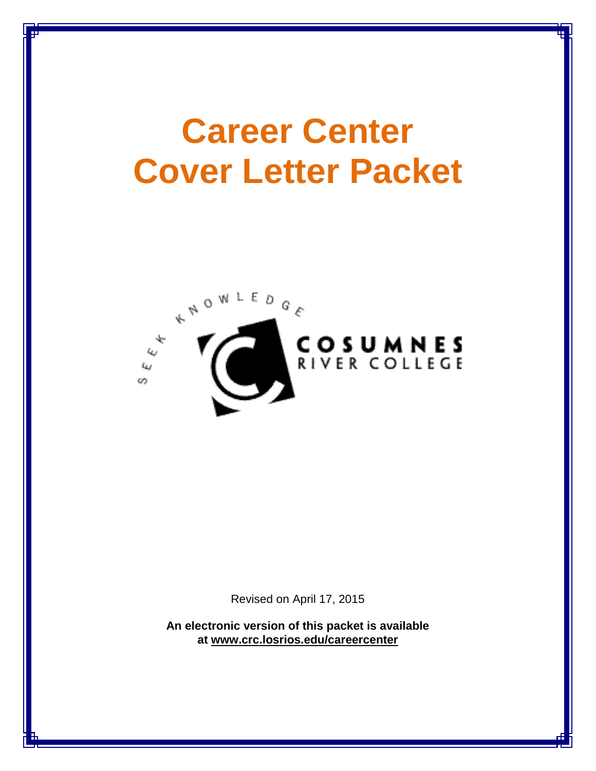# Career Center
# Cover Letter Packet

SEEK KNOWLEDGE

COSUMNES RIVER COLLEGE

Revised on April 17, 2015

**An electronic version of this packet is available at www.crc.losrios.edu/careercenter**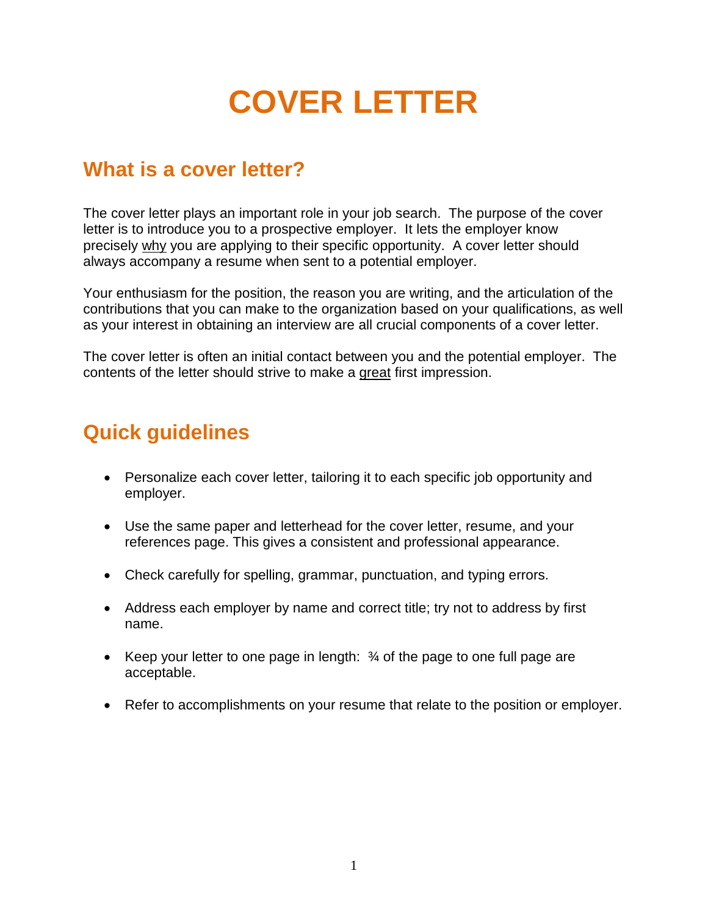# COVER LETTER

## What is a cover letter?

The cover letter plays an important role in your job search. The purpose of the cover letter is to introduce you to a prospective employer. It lets the employer know precisely <u>why</u> you are applying to their specific opportunity. A cover letter should always accompany a resume when sent to a potential employer.

Your enthusiasm for the position, the reason you are writing, and the articulation of the contributions that you can make to the organization based on your qualifications, as well as your interest in obtaining an interview are all crucial components of a cover letter.

The cover letter is often an initial contact between you and the potential employer. The contents of the letter should strive to make a <u>great</u> first impression.

## Quick guidelines

- Personalize each cover letter, tailoring it to each specific job opportunity and employer.
- Use the same paper and letterhead for the cover letter, resume, and your references page. This gives a consistent and professional appearance.
- Check carefully for spelling, grammar, punctuation, and typing errors.
- Address each employer by name and correct title; try not to address by first name.
- Keep your letter to one page in length: ¾ of the page to one full page are acceptable.
- Refer to accomplishments on your resume that relate to the position or employer.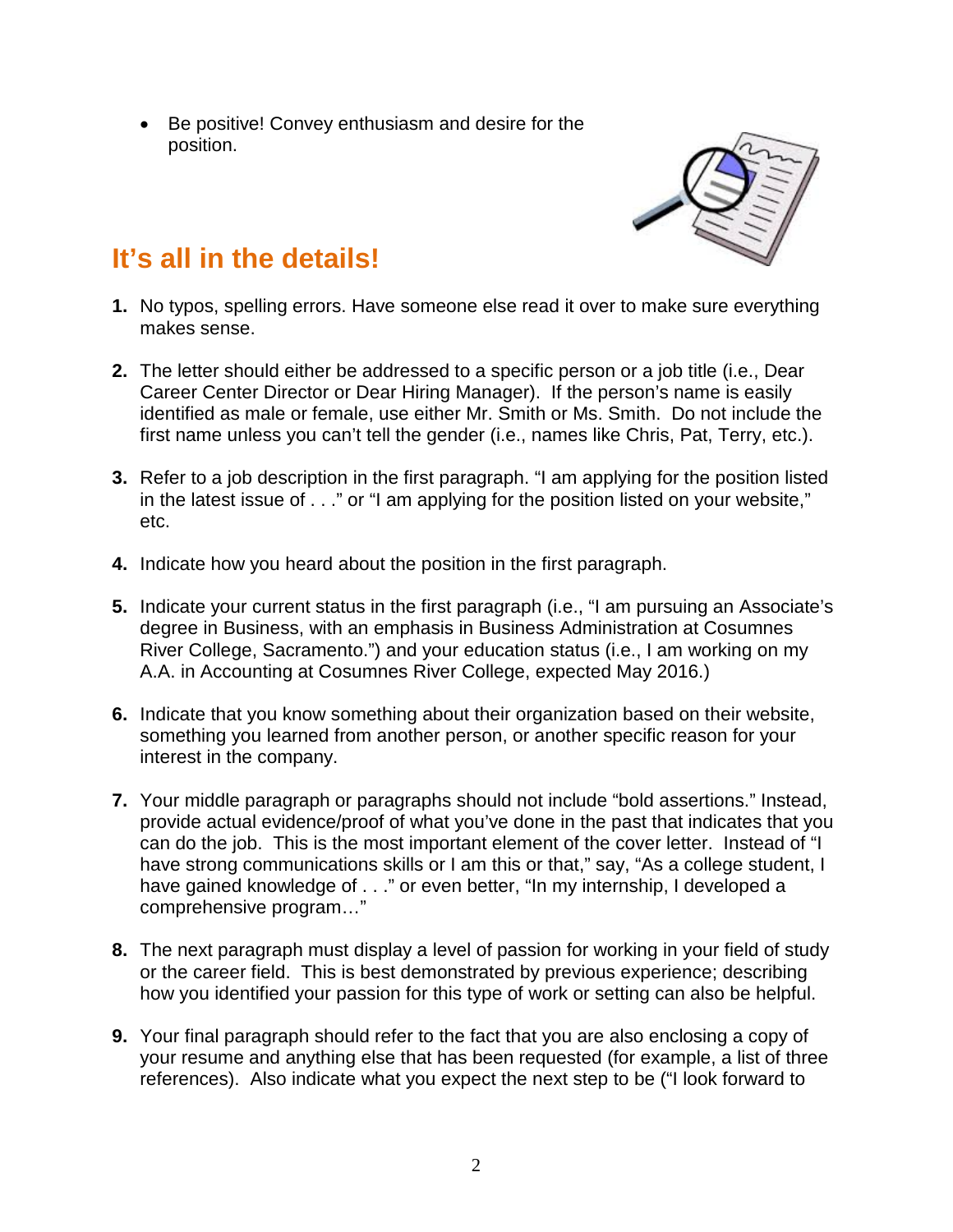- Be positive! Convey enthusiasm and desire for the position.

## It's all in the details!

1. No typos, spelling errors. Have someone else read it over to make sure everything makes sense.

2. The letter should either be addressed to a specific person or a job title (i.e., Dear Career Center Director or Dear Hiring Manager). If the person's name is easily identified as male or female, use either Mr. Smith or Ms. Smith. Do not include the first name unless you can't tell the gender (i.e., names like Chris, Pat, Terry, etc.).

3. Refer to a job description in the first paragraph. "I am applying for the position listed in the latest issue of . . ." or "I am applying for the position listed on your website," etc.

4. Indicate how you heard about the position in the first paragraph.

5. Indicate your current status in the first paragraph (i.e., "I am pursuing an Associate's degree in Business, with an emphasis in Business Administration at Cosumnes River College, Sacramento.") and your education status (i.e., I am working on my A.A. in Accounting at Cosumnes River College, expected May 2016.)

6. Indicate that you know something about their organization based on their website, something you learned from another person, or another specific reason for your interest in the company.

7. Your middle paragraph or paragraphs should not include "bold assertions." Instead, provide actual evidence/proof of what you've done in the past that indicates that you can do the job. This is the most important element of the cover letter. Instead of "I have strong communications skills or I am this or that," say, "As a college student, I have gained knowledge of . . ." or even better, "In my internship, I developed a comprehensive program…"

8. The next paragraph must display a level of passion for working in your field of study or the career field. This is best demonstrated by previous experience; describing how you identified your passion for this type of work or setting can also be helpful.

9. Your final paragraph should refer to the fact that you are also enclosing a copy of your resume and anything else that has been requested (for example, a list of three references). Also indicate what you expect the next step to be ("I look forward to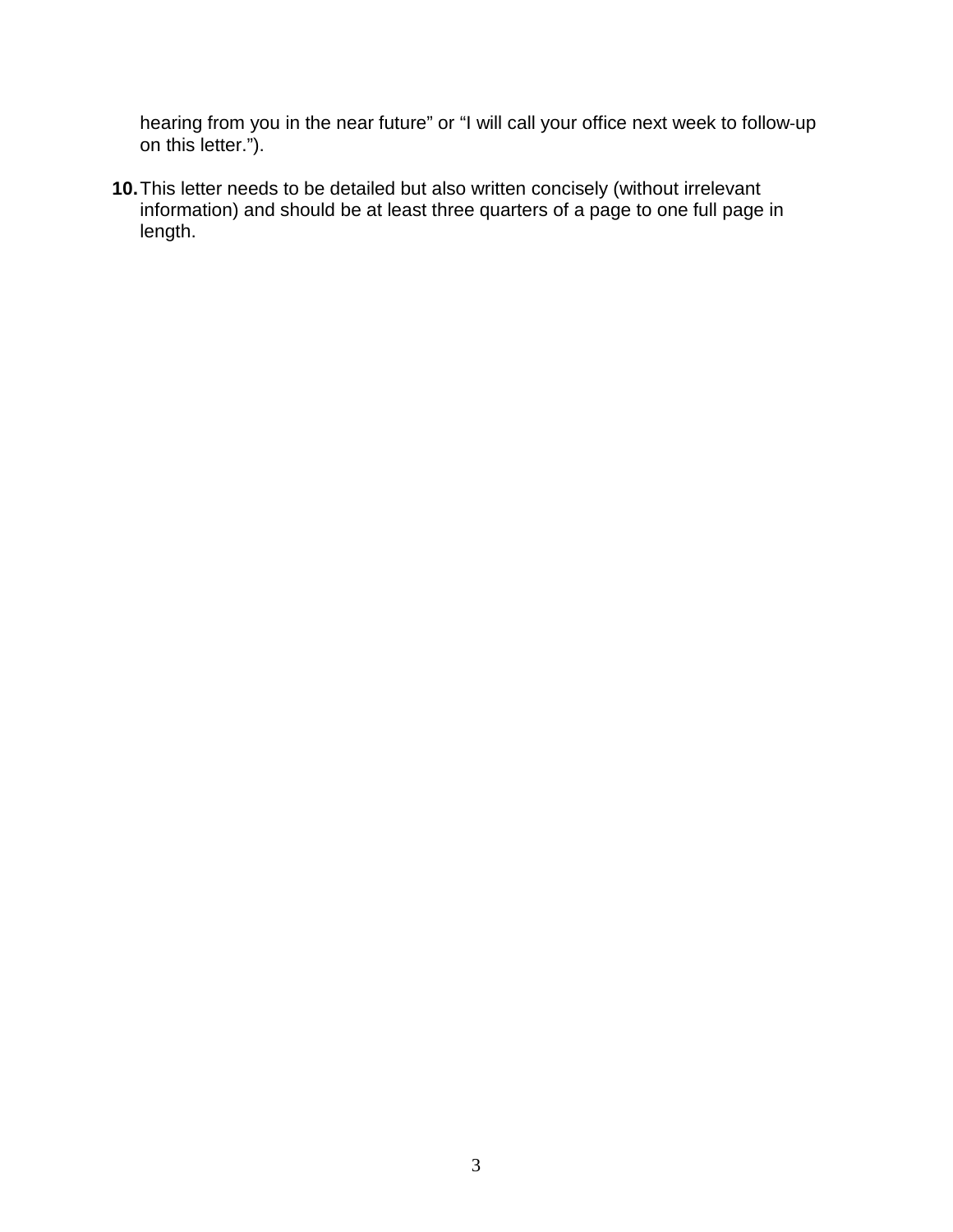hearing from you in the near future" or "I will call your office next week to follow-up on this letter.").

**10.** This letter needs to be detailed but also written concisely (without irrelevant information) and should be at least three quarters of a page to one full page in length.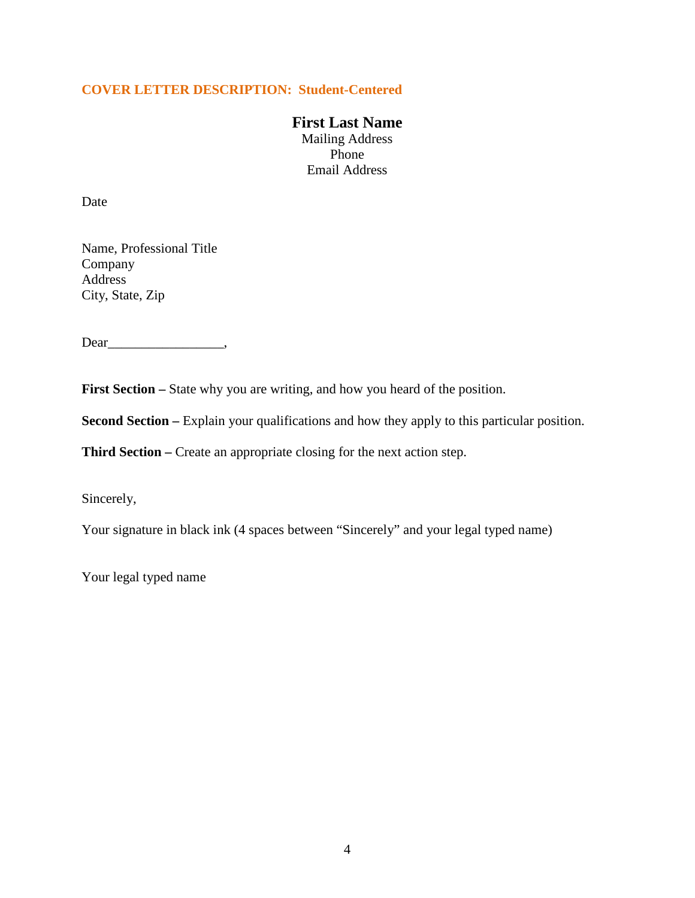## COVER LETTER DESCRIPTION: Student-Centered

**First Last Name**
Mailing Address
Phone
Email Address

Date

Name, Professional Title
Company
Address
City, State, Zip

Dear_________________,

**First Section –** State why you are writing, and how you heard of the position.

**Second Section –** Explain your qualifications and how they apply to this particular position.

**Third Section –** Create an appropriate closing for the next action step.

Sincerely,

Your signature in black ink (4 spaces between “Sincerely” and your legal typed name)

Your legal typed name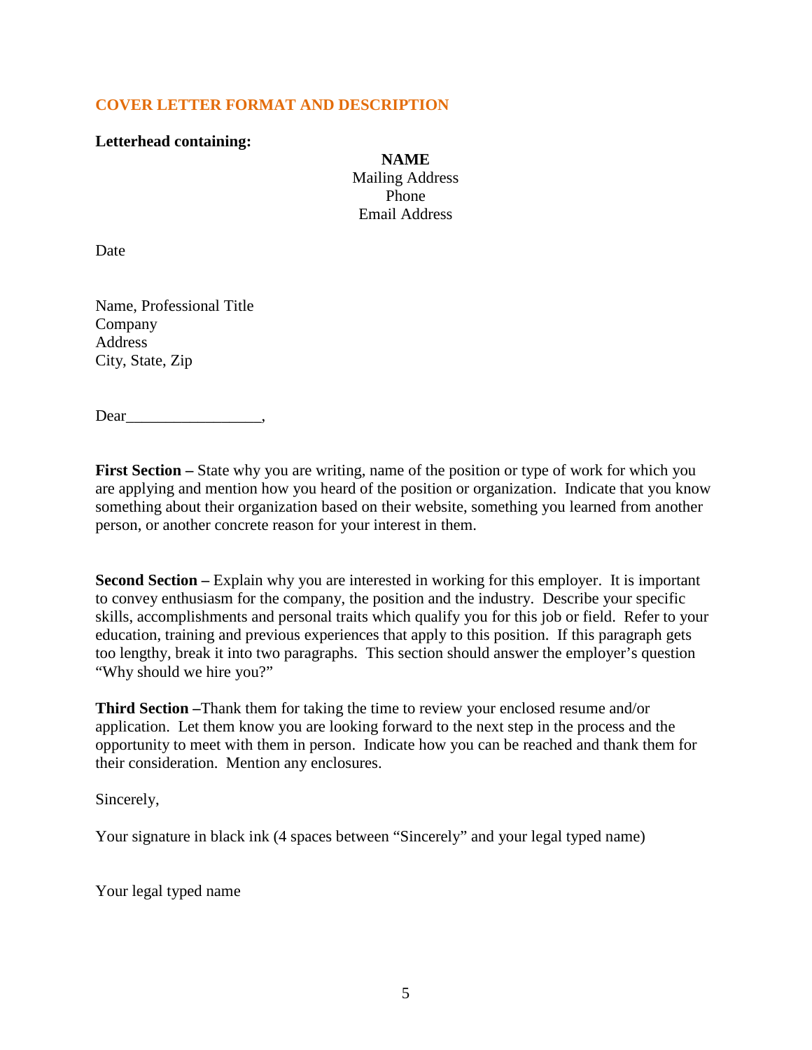## COVER LETTER FORMAT AND DESCRIPTION

**Letterhead containing:**

**NAME**
Mailing Address
Phone
Email Address

Date

Name, Professional Title
Company
Address
City, State, Zip

Dear_________________,

**First Section –** State why you are writing, name of the position or type of work for which you are applying and mention how you heard of the position or organization. Indicate that you know something about their organization based on their website, something you learned from another person, or another concrete reason for your interest in them.

**Second Section –** Explain why you are interested in working for this employer. It is important to convey enthusiasm for the company, the position and the industry. Describe your specific skills, accomplishments and personal traits which qualify you for this job or field. Refer to your education, training and previous experiences that apply to this position. If this paragraph gets too lengthy, break it into two paragraphs. This section should answer the employer's question "Why should we hire you?"

**Third Section –**Thank them for taking the time to review your enclosed resume and/or application. Let them know you are looking forward to the next step in the process and the opportunity to meet with them in person. Indicate how you can be reached and thank them for their consideration. Mention any enclosures.

Sincerely,

Your signature in black ink (4 spaces between "Sincerely" and your legal typed name)

Your legal typed name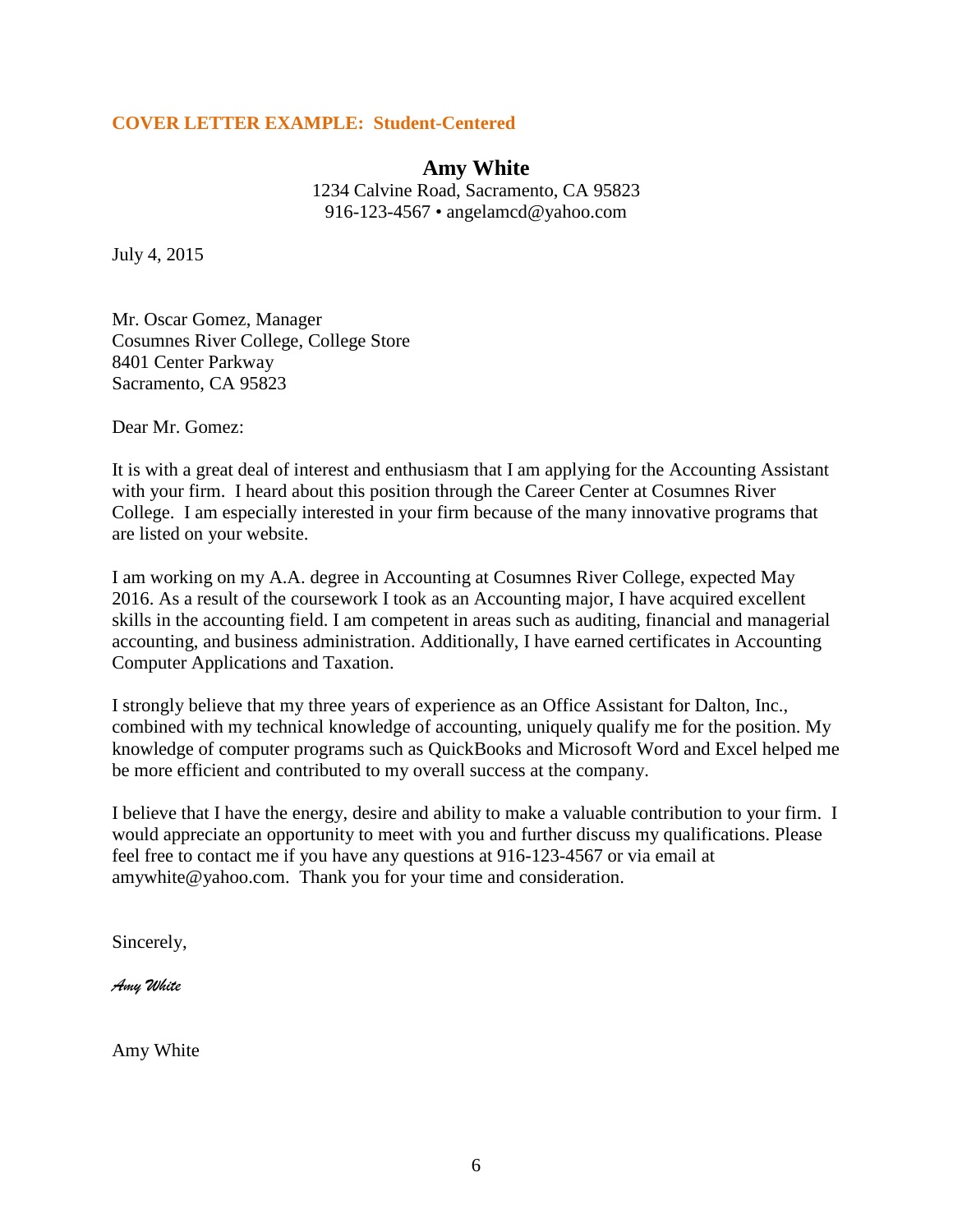**COVER LETTER EXAMPLE: Student-Centered**

**Amy White**
1234 Calvine Road, Sacramento, CA 95823
916-123-4567 • angelamcd@yahoo.com

July 4, 2015

Mr. Oscar Gomez, Manager
Cosumnes River College, College Store
8401 Center Parkway
Sacramento, CA 95823

Dear Mr. Gomez:

It is with a great deal of interest and enthusiasm that I am applying for the Accounting Assistant with your firm. I heard about this position through the Career Center at Cosumnes River College. I am especially interested in your firm because of the many innovative programs that are listed on your website.

I am working on my A.A. degree in Accounting at Cosumnes River College, expected May 2016. As a result of the coursework I took as an Accounting major, I have acquired excellent skills in the accounting field. I am competent in areas such as auditing, financial and managerial accounting, and business administration. Additionally, I have earned certificates in Accounting Computer Applications and Taxation.

I strongly believe that my three years of experience as an Office Assistant for Dalton, Inc., combined with my technical knowledge of accounting, uniquely qualify me for the position. My knowledge of computer programs such as QuickBooks and Microsoft Word and Excel helped me be more efficient and contributed to my overall success at the company.

I believe that I have the energy, desire and ability to make a valuable contribution to your firm. I would appreciate an opportunity to meet with you and further discuss my qualifications. Please feel free to contact me if you have any questions at 916-123-4567 or via email at amywhite@yahoo.com. Thank you for your time and consideration.

Sincerely,

*Amy White*

Amy White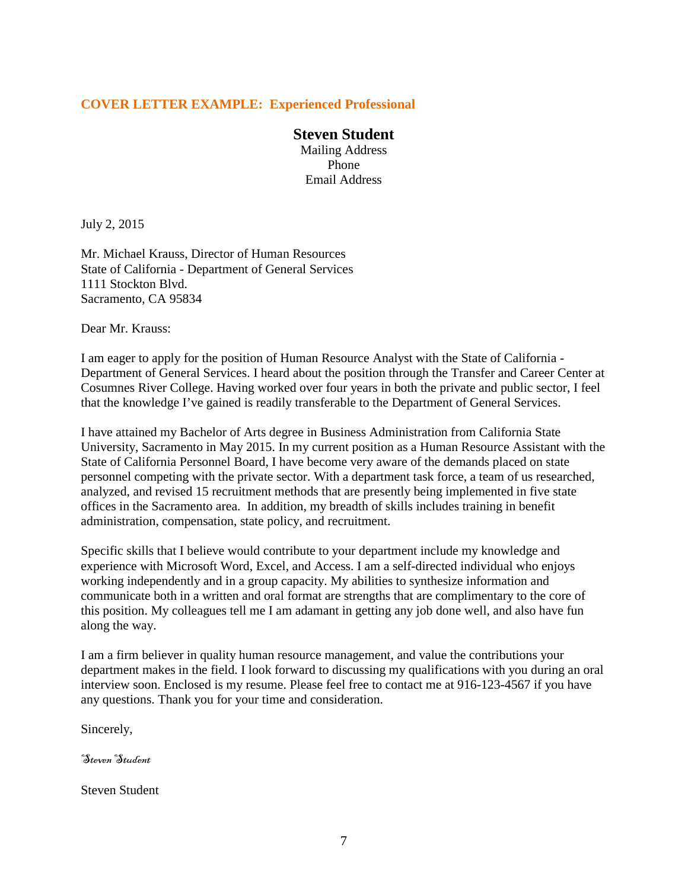**COVER LETTER EXAMPLE: Experienced Professional**

**Steven Student**
Mailing Address
Phone
Email Address

July 2, 2015

Mr. Michael Krauss, Director of Human Resources
State of California - Department of General Services
1111 Stockton Blvd.
Sacramento, CA 95834

Dear Mr. Krauss:

I am eager to apply for the position of Human Resource Analyst with the State of California - Department of General Services. I heard about the position through the Transfer and Career Center at Cosumnes River College. Having worked over four years in both the private and public sector, I feel that the knowledge I've gained is readily transferable to the Department of General Services.

I have attained my Bachelor of Arts degree in Business Administration from California State University, Sacramento in May 2015. In my current position as a Human Resource Assistant with the State of California Personnel Board, I have become very aware of the demands placed on state personnel competing with the private sector. With a department task force, a team of us researched, analyzed, and revised 15 recruitment methods that are presently being implemented in five state offices in the Sacramento area. In addition, my breadth of skills includes training in benefit administration, compensation, state policy, and recruitment.

Specific skills that I believe would contribute to your department include my knowledge and experience with Microsoft Word, Excel, and Access. I am a self-directed individual who enjoys working independently and in a group capacity. My abilities to synthesize information and communicate both in a written and oral format are strengths that are complimentary to the core of this position. My colleagues tell me I am adamant in getting any job done well, and also have fun along the way.

I am a firm believer in quality human resource management, and value the contributions your department makes in the field. I look forward to discussing my qualifications with you during an oral interview soon. Enclosed is my resume. Please feel free to contact me at 916-123-4567 if you have any questions. Thank you for your time and consideration.

Sincerely,

*Steven Student*

Steven Student